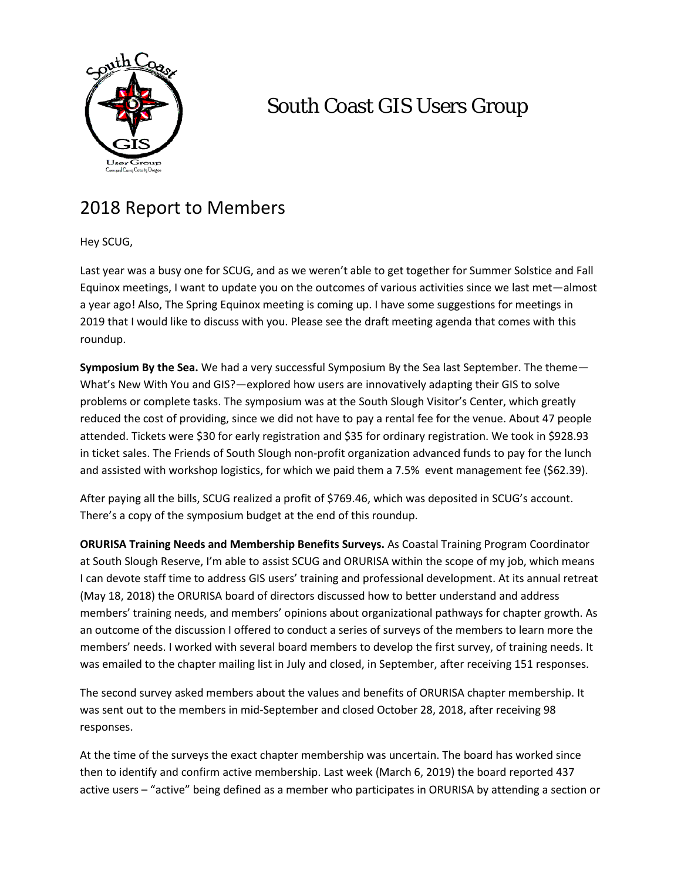# South Coast GIS Users Group

## 2018 Report to Members

Hey SCUG,

Last year was a busy one for SCUG, and as we weren't able to get together for Summer Solstice and Fall Equinox meetings, I want to update you on the outcomes of various activities since we last met—almost a year ago! Also, The Spring Equinox meeting is coming up. I have some suggestions for meetings in 2019 that I would like to discuss with you. Please see the draft meeting agenda that comes with this roundup.

**Symposium By the Sea.** We had a very successful Symposium By the Sea last September. The theme—What's New With You and GIS?—explored how users are innovatively adapting their GIS to solve problems or complete tasks. The symposium was at the South Slough Visitor's Center, which greatly reduced the cost of providing, since we did not have to pay a rental fee for the venue. About 47 people attended. Tickets were $30 for early registration and $35 for ordinary registration. We took in $928.93 in ticket sales. The Friends of South Slough non-profit organization advanced funds to pay for the lunch and assisted with workshop logistics, for which we paid them a 7.5% event management fee ($62.39).

After paying all the bills, SCUG realized a profit of $769.46, which was deposited in SCUG's account. There's a copy of the symposium budget at the end of this roundup.

**ORURISA Training Needs and Membership Benefits Surveys.** As Coastal Training Program Coordinator at South Slough Reserve, I'm able to assist SCUG and ORURISA within the scope of my job, which means I can devote staff time to address GIS users' training and professional development. At its annual retreat (May 18, 2018) the ORURISA board of directors discussed how to better understand and address members' training needs, and members' opinions about organizational pathways for chapter growth. As an outcome of the discussion I offered to conduct a series of surveys of the members to learn more the members' needs. I worked with several board members to develop the first survey, of training needs. It was emailed to the chapter mailing list in July and closed, in September, after receiving 151 responses.

The second survey asked members about the values and benefits of ORURISA chapter membership. It was sent out to the members in mid-September and closed October 28, 2018, after receiving 98 responses.

At the time of the surveys the exact chapter membership was uncertain. The board has worked since then to identify and confirm active membership. Last week (March 6, 2019) the board reported 437 active users – "active" being defined as a member who participates in ORURISA by attending a section or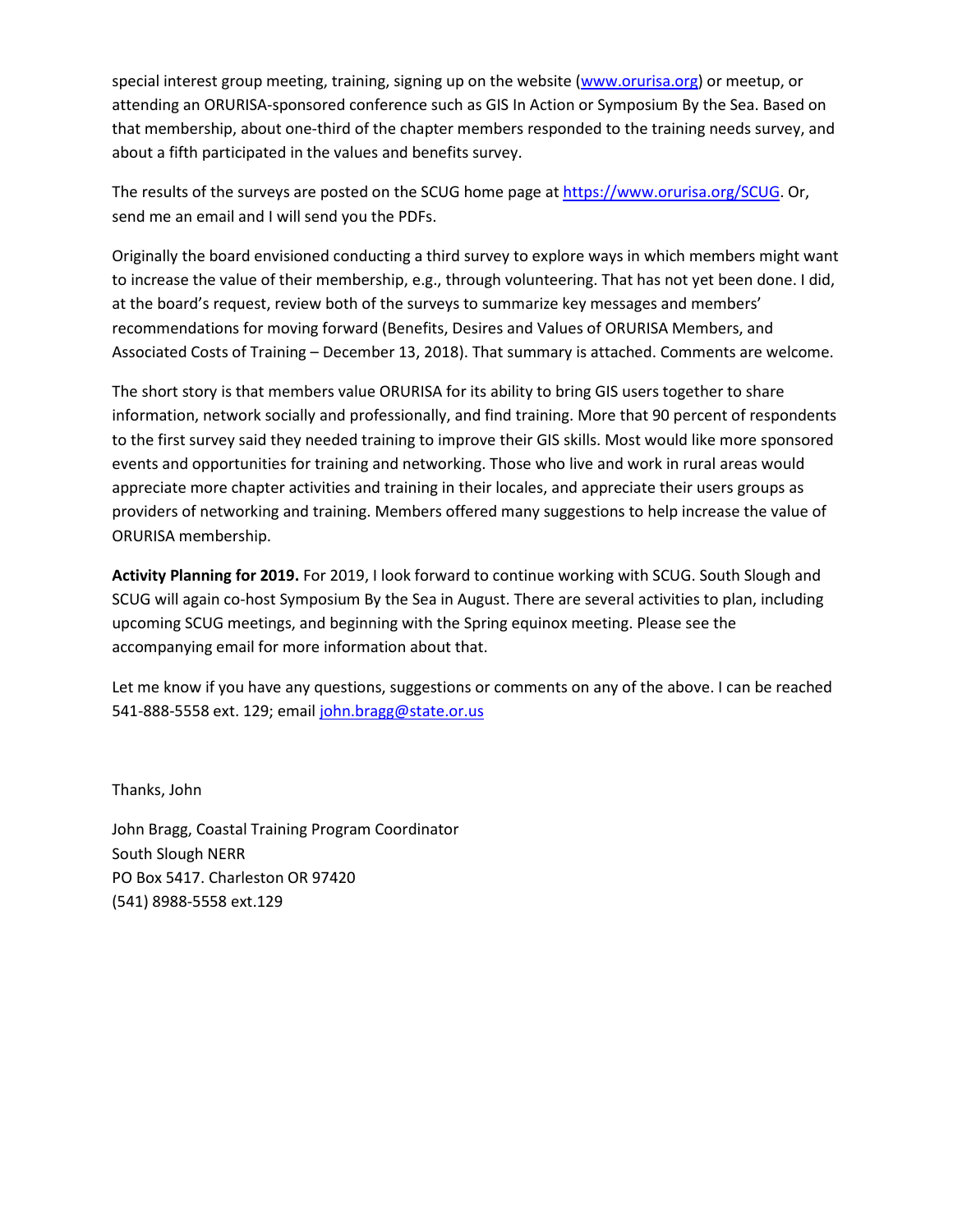special interest group meeting, training, signing up on the website (www.orurisa.org) or meetup, or attending an ORURISA-sponsored conference such as GIS In Action or Symposium By the Sea. Based on that membership, about one-third of the chapter members responded to the training needs survey, and about a fifth participated in the values and benefits survey.

The results of the surveys are posted on the SCUG home page at https://www.orurisa.org/SCUG. Or, send me an email and I will send you the PDFs.

Originally the board envisioned conducting a third survey to explore ways in which members might want to increase the value of their membership, e.g., through volunteering. That has not yet been done. I did, at the board's request, review both of the surveys to summarize key messages and members' recommendations for moving forward (Benefits, Desires and Values of ORURISA Members, and Associated Costs of Training – December 13, 2018). That summary is attached. Comments are welcome.

The short story is that members value ORURISA for its ability to bring GIS users together to share information, network socially and professionally, and find training. More that 90 percent of respondents to the first survey said they needed training to improve their GIS skills. Most would like more sponsored events and opportunities for training and networking. Those who live and work in rural areas would appreciate more chapter activities and training in their locales, and appreciate their users groups as providers of networking and training. Members offered many suggestions to help increase the value of ORURISA membership.

**Activity Planning for 2019.** For 2019, I look forward to continue working with SCUG. South Slough and SCUG will again co-host Symposium By the Sea in August. There are several activities to plan, including upcoming SCUG meetings, and beginning with the Spring equinox meeting. Please see the accompanying email for more information about that.

Let me know if you have any questions, suggestions or comments on any of the above. I can be reached 541-888-5558 ext. 129; email john.bragg@state.or.us

Thanks, John

John Bragg, Coastal Training Program Coordinator
South Slough NERR
PO Box 5417. Charleston OR 97420
(541) 8988-5558 ext.129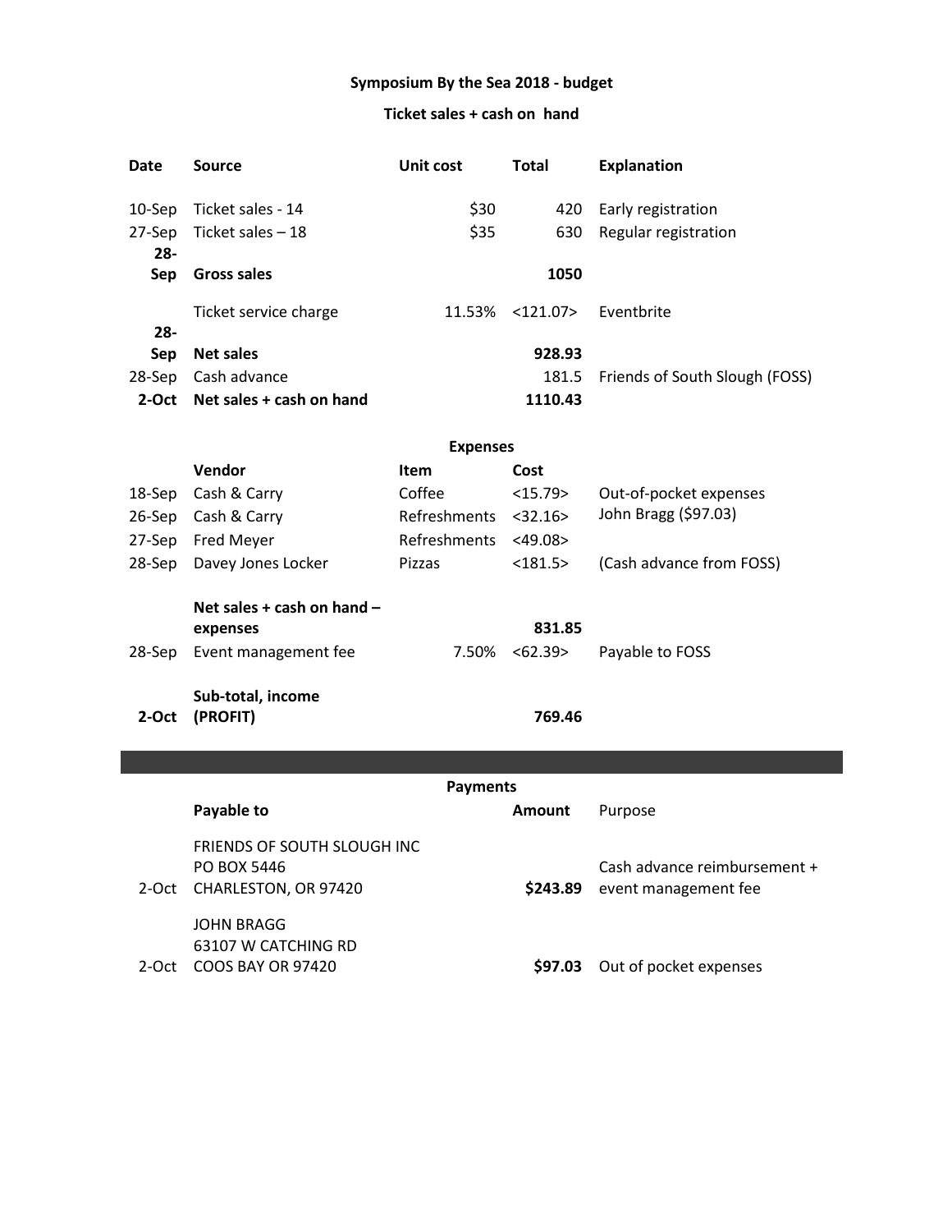**Symposium By the Sea 2018 - budget**

**Ticket sales + cash on hand**

| Date | Source | Unit cost | Total | Explanation |
|---|---|---|---|---|
| 10-Sep | Ticket sales - 14 | $30 | 420 | Early registration |
| 27-Sep | Ticket sales – 18 | $35 | 630 | Regular registration |
| **28-Sep** | **Gross sales** | | **1050** | |
| | Ticket service charge | 11.53% | <121.07> | Eventbrite |
| **28-Sep** | **Net sales** | | **928.93** | |
| 28-Sep | Cash advance | | 181.5 | Friends of South Slough (FOSS) |
| **2-Oct** | **Net sales + cash on hand** | | **1110.43** | |

**Expenses**

| | Vendor | Item | Cost | |
|---|---|---|---|---|
| 18-Sep | Cash & Carry | Coffee | <15.79> | Out-of-pocket expenses |
| 26-Sep | Cash & Carry | Refreshments | <32.16> | John Bragg ($97.03) |
| 27-Sep | Fred Meyer | Refreshments | <49.08> | |
| 28-Sep | Davey Jones Locker | Pizzas | <181.5> | (Cash advance from FOSS) |
| | **Net sales + cash on hand – expenses** | | **831.85** | |
| 28-Sep | Event management fee | 7.50% | <62.39> | Payable to FOSS |
| **2-Oct** | **Sub-total, income (PROFIT)** | | **769.46** | |

**Payments**

| | Payable to | Amount | Purpose |
|---|---|---|---|
| 2-Oct | FRIENDS OF SOUTH SLOUGH INC<br>PO BOX 5446<br>CHARLESTON, OR 97420 | **$243.89** | Cash advance reimbursement + event management fee |
| 2-Oct | JOHN BRAGG<br>63107 W CATCHING RD<br>COOS BAY OR 97420 | **$97.03** | Out of pocket expenses |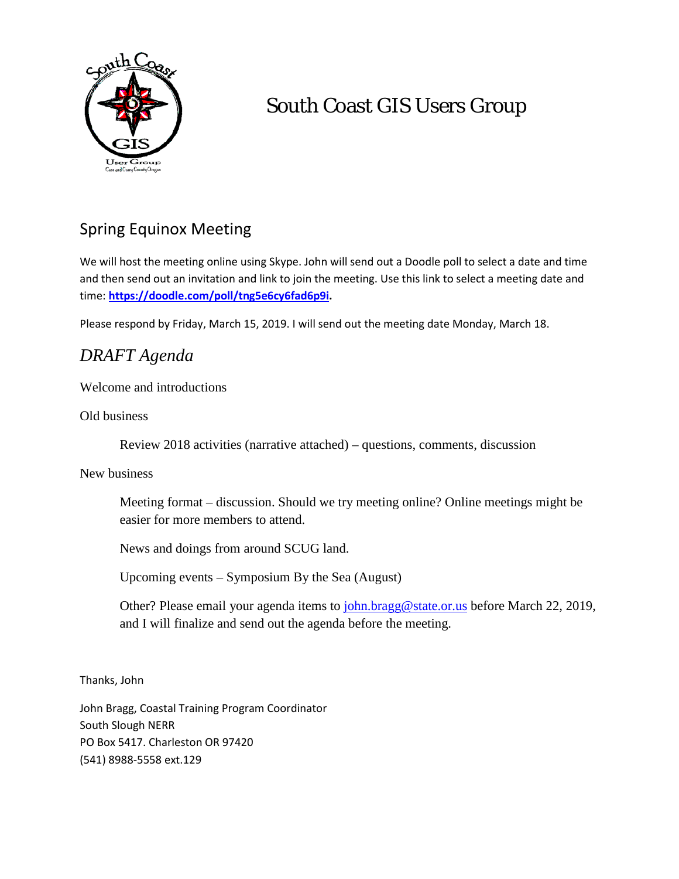# South Coast GIS Users Group

## Spring Equinox Meeting

We will host the meeting online using Skype. John will send out a Doodle poll to select a date and time and then send out an invitation and link to join the meeting. Use this link to select a meeting date and time: **https://doodle.com/poll/tng5e6cy6fad6p9i.**

Please respond by Friday, March 15, 2019. I will send out the meeting date Monday, March 18.

## *DRAFT Agenda*

Welcome and introductions

Old business

> Review 2018 activities (narrative attached) – questions, comments, discussion

New business

> Meeting format – discussion. Should we try meeting online? Online meetings might be easier for more members to attend.
>
> News and doings from around SCUG land.
>
> Upcoming events – Symposium By the Sea (August)
>
> Other? Please email your agenda items to john.bragg@state.or.us before March 22, 2019, and I will finalize and send out the agenda before the meeting.

Thanks, John

John Bragg, Coastal Training Program Coordinator
South Slough NERR
PO Box 5417. Charleston OR 97420
(541) 8988-5558 ext.129